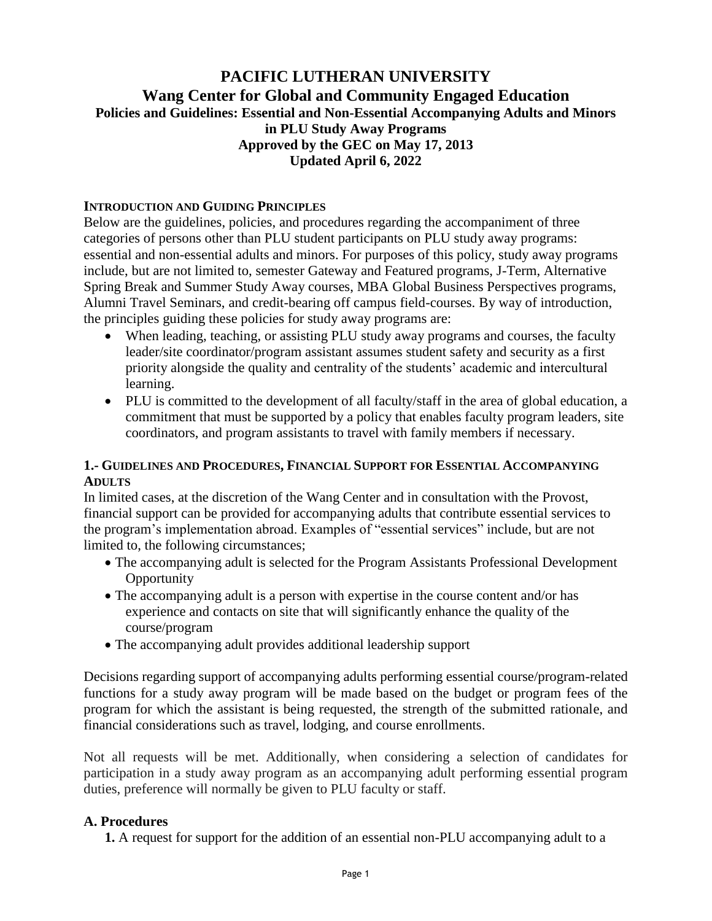# PACIFIC LUTHERAN UNIVERSITY

## Wang Center for Global and Community Engaged Education

### Policies and Guidelines: Essential and Non-Essential Accompanying Adults and Minors in PLU Study Away Programs

**Approved by the GEC on May 17, 2013**

**Updated April 6, 2022**

#### INTRODUCTION AND GUIDING PRINCIPLES

Below are the guidelines, policies, and procedures regarding the accompaniment of three categories of persons other than PLU student participants on PLU study away programs: essential and non-essential adults and minors. For purposes of this policy, study away programs include, but are not limited to, semester Gateway and Featured programs, J-Term, Alternative Spring Break and Summer Study Away courses, MBA Global Business Perspectives programs, Alumni Travel Seminars, and credit-bearing off campus field-courses. By way of introduction, the principles guiding these policies for study away programs are:

- When leading, teaching, or assisting PLU study away programs and courses, the faculty leader/site coordinator/program assistant assumes student safety and security as a first priority alongside the quality and centrality of the students' academic and intercultural learning.
- PLU is committed to the development of all faculty/staff in the area of global education, a commitment that must be supported by a policy that enables faculty program leaders, site coordinators, and program assistants to travel with family members if necessary.

#### 1.- GUIDELINES AND PROCEDURES, FINANCIAL SUPPORT FOR ESSENTIAL ACCOMPANYING ADULTS

In limited cases, at the discretion of the Wang Center and in consultation with the Provost, financial support can be provided for accompanying adults that contribute essential services to the program's implementation abroad. Examples of "essential services" include, but are not limited to, the following circumstances;

- The accompanying adult is selected for the Program Assistants Professional Development Opportunity
- The accompanying adult is a person with expertise in the course content and/or has experience and contacts on site that will significantly enhance the quality of the course/program
- The accompanying adult provides additional leadership support

Decisions regarding support of accompanying adults performing essential course/program-related functions for a study away program will be made based on the budget or program fees of the program for which the assistant is being requested, the strength of the submitted rationale, and financial considerations such as travel, lodging, and course enrollments.

Not all requests will be met. Additionally, when considering a selection of candidates for participation in a study away program as an accompanying adult performing essential program duties, preference will normally be given to PLU faculty or staff.

### A. Procedures

**1.** A request for support for the addition of an essential non-PLU accompanying adult to a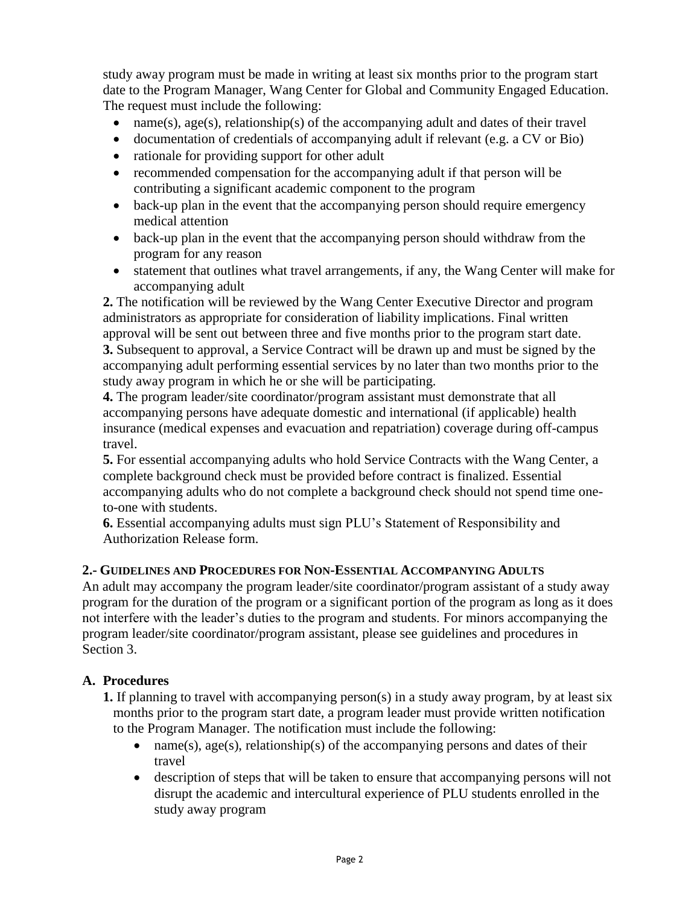study away program must be made in writing at least six months prior to the program start date to the Program Manager, Wang Center for Global and Community Engaged Education. The request must include the following:

- name(s), age(s), relationship(s) of the accompanying adult and dates of their travel
- documentation of credentials of accompanying adult if relevant (e.g. a CV or Bio)
- rationale for providing support for other adult
- recommended compensation for the accompanying adult if that person will be contributing a significant academic component to the program
- back-up plan in the event that the accompanying person should require emergency medical attention
- back-up plan in the event that the accompanying person should withdraw from the program for any reason
- statement that outlines what travel arrangements, if any, the Wang Center will make for accompanying adult

**2.** The notification will be reviewed by the Wang Center Executive Director and program administrators as appropriate for consideration of liability implications. Final written approval will be sent out between three and five months prior to the program start date.

**3.** Subsequent to approval, a Service Contract will be drawn up and must be signed by the accompanying adult performing essential services by no later than two months prior to the study away program in which he or she will be participating.

**4.** The program leader/site coordinator/program assistant must demonstrate that all accompanying persons have adequate domestic and international (if applicable) health insurance (medical expenses and evacuation and repatriation) coverage during off-campus travel.

**5.** For essential accompanying adults who hold Service Contracts with the Wang Center, a complete background check must be provided before contract is finalized. Essential accompanying adults who do not complete a background check should not spend time one-to-one with students.

**6.** Essential accompanying adults must sign PLU's Statement of Responsibility and Authorization Release form.

### 2.- Guidelines and Procedures for Non-Essential Accompanying Adults

An adult may accompany the program leader/site coordinator/program assistant of a study away program for the duration of the program or a significant portion of the program as long as it does not interfere with the leader's duties to the program and students. For minors accompanying the program leader/site coordinator/program assistant, please see guidelines and procedures in Section 3.

#### A. Procedures

**1.** If planning to travel with accompanying person(s) in a study away program, by at least six months prior to the program start date, a program leader must provide written notification to the Program Manager. The notification must include the following:

- name(s), age(s), relationship(s) of the accompanying persons and dates of their travel
- description of steps that will be taken to ensure that accompanying persons will not disrupt the academic and intercultural experience of PLU students enrolled in the study away program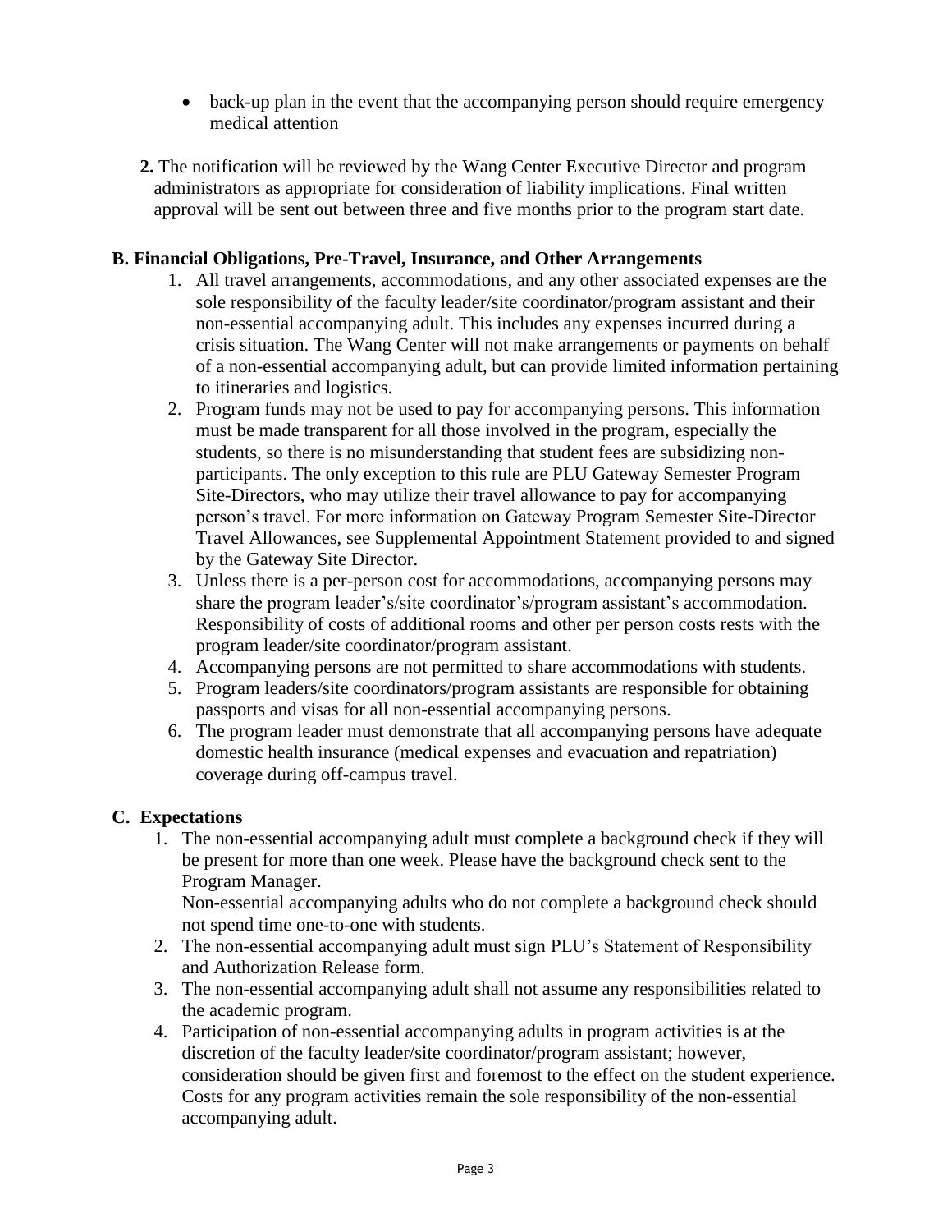- back-up plan in the event that the accompanying person should require emergency medical attention

**2.** The notification will be reviewed by the Wang Center Executive Director and program administrators as appropriate for consideration of liability implications. Final written approval will be sent out between three and five months prior to the program start date.

### B. Financial Obligations, Pre-Travel, Insurance, and Other Arrangements

1. All travel arrangements, accommodations, and any other associated expenses are the sole responsibility of the faculty leader/site coordinator/program assistant and their non-essential accompanying adult. This includes any expenses incurred during a crisis situation. The Wang Center will not make arrangements or payments on behalf of a non-essential accompanying adult, but can provide limited information pertaining to itineraries and logistics.
2. Program funds may not be used to pay for accompanying persons. This information must be made transparent for all those involved in the program, especially the students, so there is no misunderstanding that student fees are subsidizing non-participants. The only exception to this rule are PLU Gateway Semester Program Site-Directors, who may utilize their travel allowance to pay for accompanying person's travel. For more information on Gateway Program Semester Site-Director Travel Allowances, see Supplemental Appointment Statement provided to and signed by the Gateway Site Director.
3. Unless there is a per-person cost for accommodations, accompanying persons may share the program leader's/site coordinator's/program assistant's accommodation. Responsibility of costs of additional rooms and other per person costs rests with the program leader/site coordinator/program assistant.
4. Accompanying persons are not permitted to share accommodations with students.
5. Program leaders/site coordinators/program assistants are responsible for obtaining passports and visas for all non-essential accompanying persons.
6. The program leader must demonstrate that all accompanying persons have adequate domestic health insurance (medical expenses and evacuation and repatriation) coverage during off-campus travel.

### C. Expectations

1. The non-essential accompanying adult must complete a background check if they will be present for more than one week. Please have the background check sent to the Program Manager.
   Non-essential accompanying adults who do not complete a background check should not spend time one-to-one with students.
2. The non-essential accompanying adult must sign PLU's Statement of Responsibility and Authorization Release form.
3. The non-essential accompanying adult shall not assume any responsibilities related to the academic program.
4. Participation of non-essential accompanying adults in program activities is at the discretion of the faculty leader/site coordinator/program assistant; however, consideration should be given first and foremost to the effect on the student experience. Costs for any program activities remain the sole responsibility of the non-essential accompanying adult.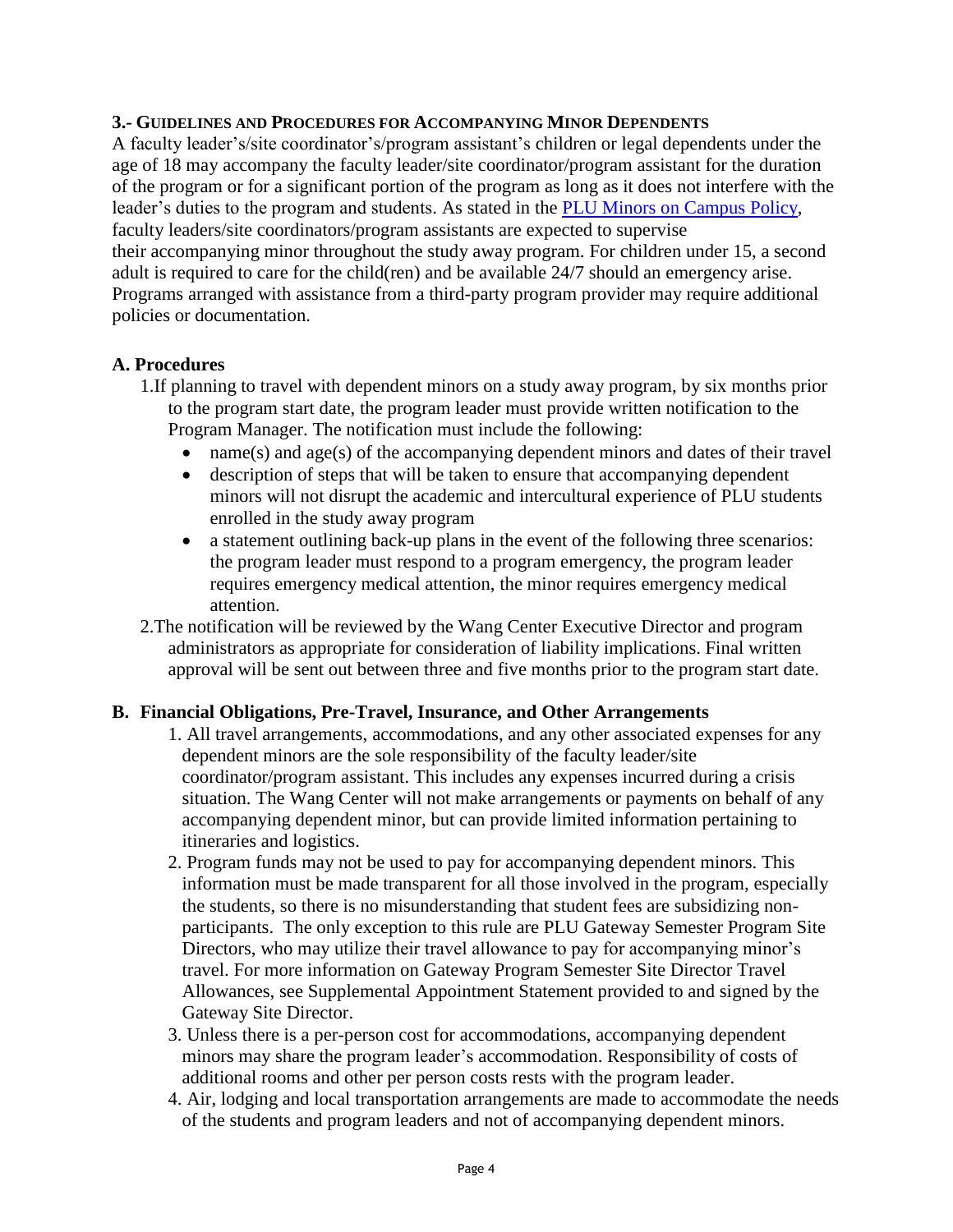### 3.- GUIDELINES AND PROCEDURES FOR ACCOMPANYING MINOR DEPENDENTS

A faculty leader's/site coordinator's/program assistant's children or legal dependents under the age of 18 may accompany the faculty leader/site coordinator/program assistant for the duration of the program or for a significant portion of the program as long as it does not interfere with the leader's duties to the program and students. As stated in the [PLU Minors on Campus Policy](), faculty leaders/site coordinators/program assistants are expected to supervise their accompanying minor throughout the study away program. For children under 15, a second adult is required to care for the child(ren) and be available 24/7 should an emergency arise. Programs arranged with assistance from a third-party program provider may require additional policies or documentation.

#### A. Procedures

1. If planning to travel with dependent minors on a study away program, by six months prior to the program start date, the program leader must provide written notification to the Program Manager. The notification must include the following:
   - name(s) and age(s) of the accompanying dependent minors and dates of their travel
   - description of steps that will be taken to ensure that accompanying dependent minors will not disrupt the academic and intercultural experience of PLU students enrolled in the study away program
   - a statement outlining back-up plans in the event of the following three scenarios: the program leader must respond to a program emergency, the program leader requires emergency medical attention, the minor requires emergency medical attention.
2. The notification will be reviewed by the Wang Center Executive Director and program administrators as appropriate for consideration of liability implications. Final written approval will be sent out between three and five months prior to the program start date.

#### B. Financial Obligations, Pre-Travel, Insurance, and Other Arrangements

1. All travel arrangements, accommodations, and any other associated expenses for any dependent minors are the sole responsibility of the faculty leader/site coordinator/program assistant. This includes any expenses incurred during a crisis situation. The Wang Center will not make arrangements or payments on behalf of any accompanying dependent minor, but can provide limited information pertaining to itineraries and logistics.
2. Program funds may not be used to pay for accompanying dependent minors. This information must be made transparent for all those involved in the program, especially the students, so there is no misunderstanding that student fees are subsidizing non-participants. The only exception to this rule are PLU Gateway Semester Program Site Directors, who may utilize their travel allowance to pay for accompanying minor's travel. For more information on Gateway Program Semester Site Director Travel Allowances, see Supplemental Appointment Statement provided to and signed by the Gateway Site Director.
3. Unless there is a per-person cost for accommodations, accompanying dependent minors may share the program leader's accommodation. Responsibility of costs of additional rooms and other per person costs rests with the program leader.
4. Air, lodging and local transportation arrangements are made to accommodate the needs of the students and program leaders and not of accompanying dependent minors.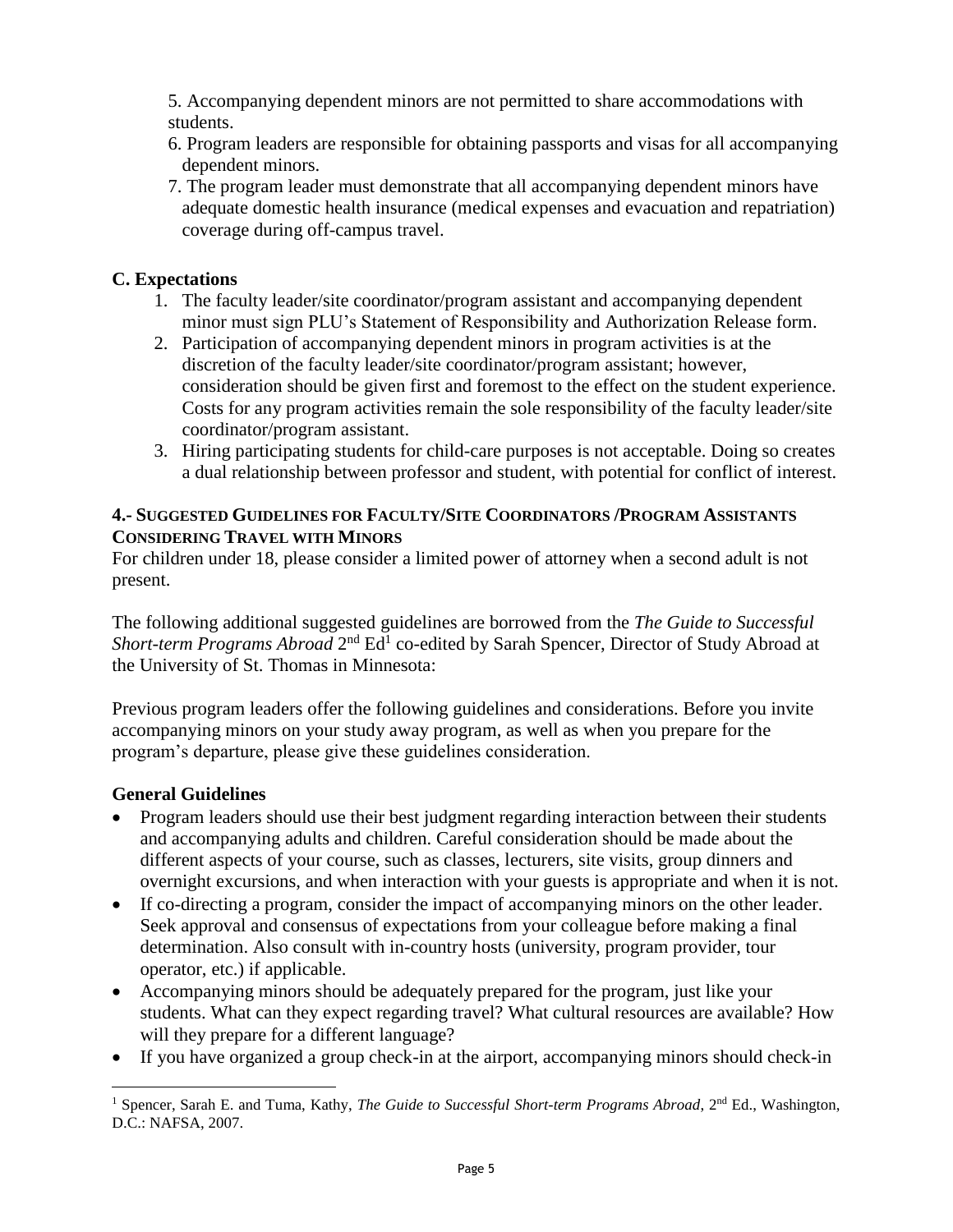5. Accompanying dependent minors are not permitted to share accommodations with students.
6. Program leaders are responsible for obtaining passports and visas for all accompanying dependent minors.
7. The program leader must demonstrate that all accompanying dependent minors have adequate domestic health insurance (medical expenses and evacuation and repatriation) coverage during off-campus travel.

### C. Expectations

1. The faculty leader/site coordinator/program assistant and accompanying dependent minor must sign PLU's Statement of Responsibility and Authorization Release form.
2. Participation of accompanying dependent minors in program activities is at the discretion of the faculty leader/site coordinator/program assistant; however, consideration should be given first and foremost to the effect on the student experience. Costs for any program activities remain the sole responsibility of the faculty leader/site coordinator/program assistant.
3. Hiring participating students for child-care purposes is not acceptable. Doing so creates a dual relationship between professor and student, with potential for conflict of interest.

## 4.- Suggested Guidelines for Faculty/Site Coordinators /Program Assistants Considering Travel with Minors

For children under 18, please consider a limited power of attorney when a second adult is not present.

The following additional suggested guidelines are borrowed from the *The Guide to Successful Short-term Programs Abroad* 2nd Ed[1] co-edited by Sarah Spencer, Director of Study Abroad at the University of St. Thomas in Minnesota:

Previous program leaders offer the following guidelines and considerations. Before you invite accompanying minors on your study away program, as well as when you prepare for the program's departure, please give these guidelines consideration.

### General Guidelines

- Program leaders should use their best judgment regarding interaction between their students and accompanying adults and children. Careful consideration should be made about the different aspects of your course, such as classes, lecturers, site visits, group dinners and overnight excursions, and when interaction with your guests is appropriate and when it is not.
- If co-directing a program, consider the impact of accompanying minors on the other leader. Seek approval and consensus of expectations from your colleague before making a final determination. Also consult with in-country hosts (university, program provider, tour operator, etc.) if applicable.
- Accompanying minors should be adequately prepared for the program, just like your students. What can they expect regarding travel? What cultural resources are available? How will they prepare for a different language?
- If you have organized a group check-in at the airport, accompanying minors should check-in

[1] Spencer, Sarah E. and Tuma, Kathy, *The Guide to Successful Short-term Programs Abroad*, 2nd Ed., Washington, D.C.: NAFSA, 2007.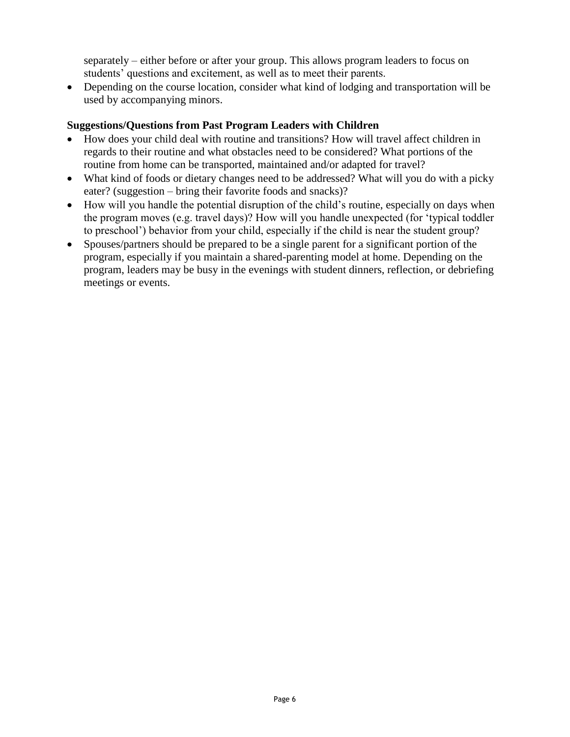separately – either before or after your group. This allows program leaders to focus on students' questions and excitement, as well as to meet their parents.

- Depending on the course location, consider what kind of lodging and transportation will be used by accompanying minors.

**Suggestions/Questions from Past Program Leaders with Children**

- How does your child deal with routine and transitions? How will travel affect children in regards to their routine and what obstacles need to be considered? What portions of the routine from home can be transported, maintained and/or adapted for travel?
- What kind of foods or dietary changes need to be addressed? What will you do with a picky eater? (suggestion – bring their favorite foods and snacks)?
- How will you handle the potential disruption of the child's routine, especially on days when the program moves (e.g. travel days)? How will you handle unexpected (for 'typical toddler to preschool') behavior from your child, especially if the child is near the student group?
- Spouses/partners should be prepared to be a single parent for a significant portion of the program, especially if you maintain a shared-parenting model at home. Depending on the program, leaders may be busy in the evenings with student dinners, reflection, or debriefing meetings or events.